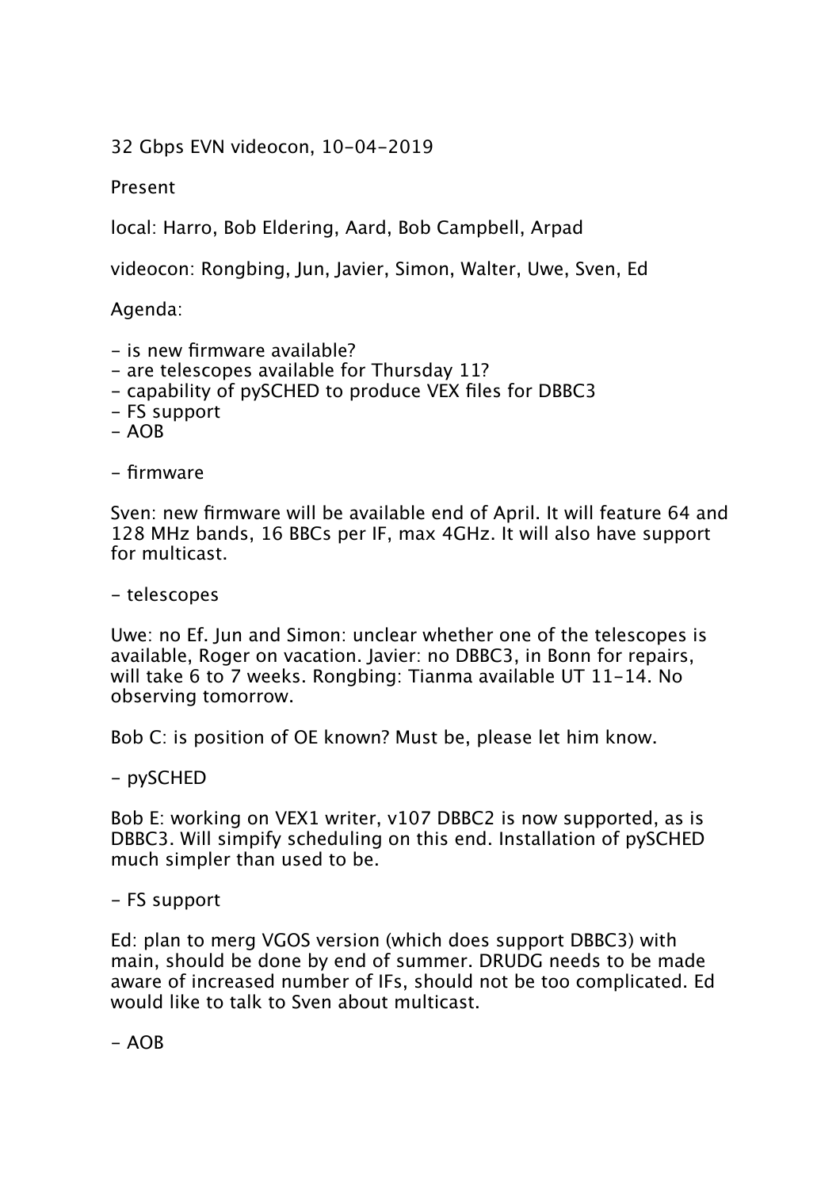32 Gbps EVN videocon, 10-04-2019

Present

local: Harro, Bob Eldering, Aard, Bob Campbell, Arpad

videocon: Rongbing, Jun, Javier, Simon, Walter, Uwe, Sven, Ed

Agenda:

- is new firmware available?
- are telescopes available for Thursday 11?
- capability of pySCHED to produce VEX files for DBBC3
- FS support
- AOB

- firmware

Sven: new firmware will be available end of April. It will feature 64 and 128 MHz bands, 16 BBCs per IF, max 4GHz. It will also have support for multicast.

- telescopes

Uwe: no Ef. Jun and Simon: unclear whether one of the telescopes is available, Roger on vacation. Javier: no DBBC3, in Bonn for repairs, will take 6 to 7 weeks. Rongbing: Tianma available UT 11-14. No observing tomorrow.

Bob C: is position of OE known? Must be, please let him know.

- pySCHED

Bob E: working on VEX1 writer, v107 DBBC2 is now supported, as is DBBC3. Will simpify scheduling on this end. Installation of pySCHED much simpler than used to be.

- FS support

Ed: plan to merg VGOS version (which does support DBBC3) with main, should be done by end of summer. DRUDG needs to be made aware of increased number of IFs, should not be too complicated. Ed would like to talk to Sven about multicast.

- AOB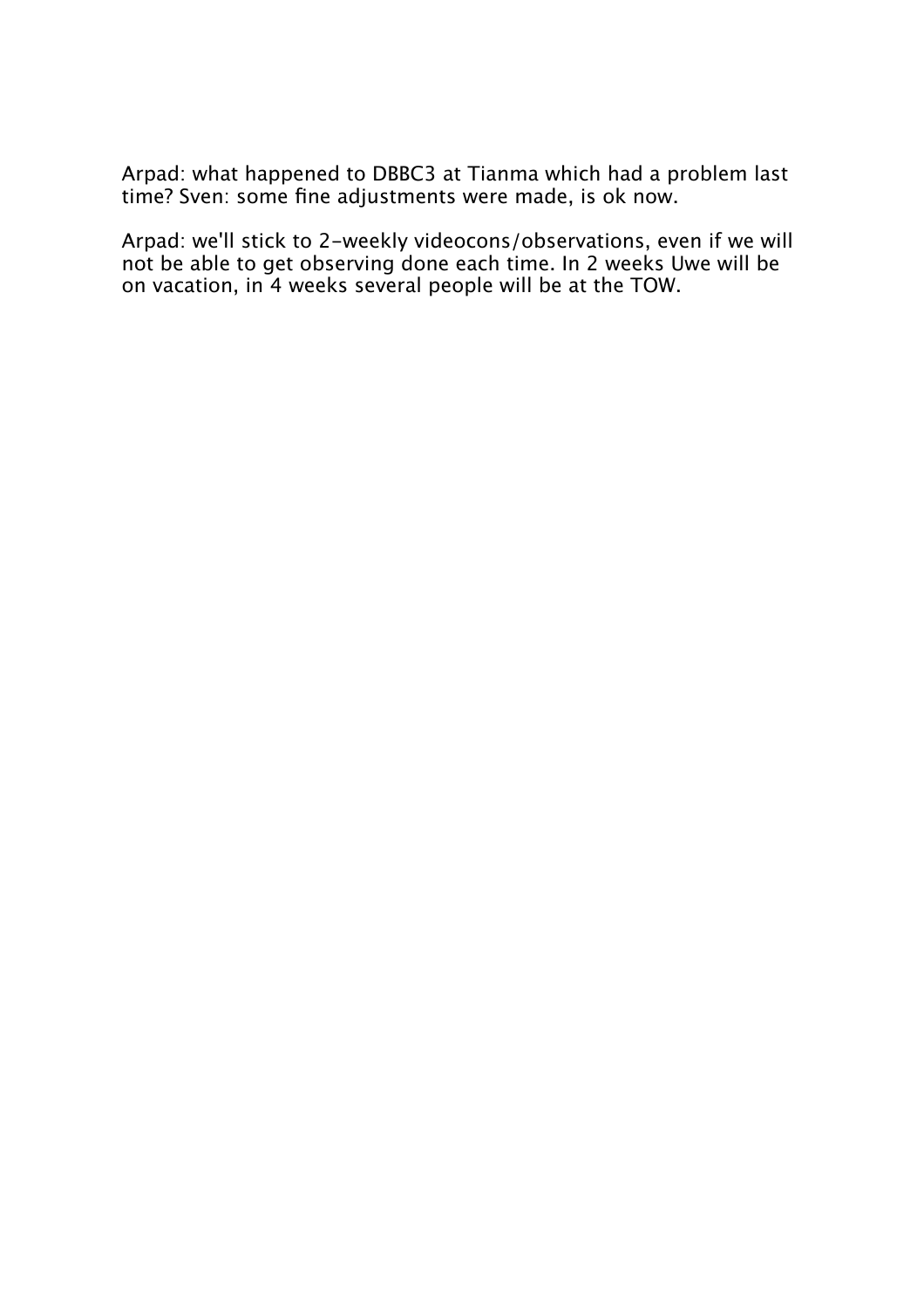Arpad: what happened to DBBC3 at Tianma which had a problem last time? Sven: some fine adjustments were made, is ok now.

Arpad: we'll stick to 2-weekly videocons/observations, even if we will not be able to get observing done each time. In 2 weeks Uwe will be on vacation, in 4 weeks several people will be at the TOW.